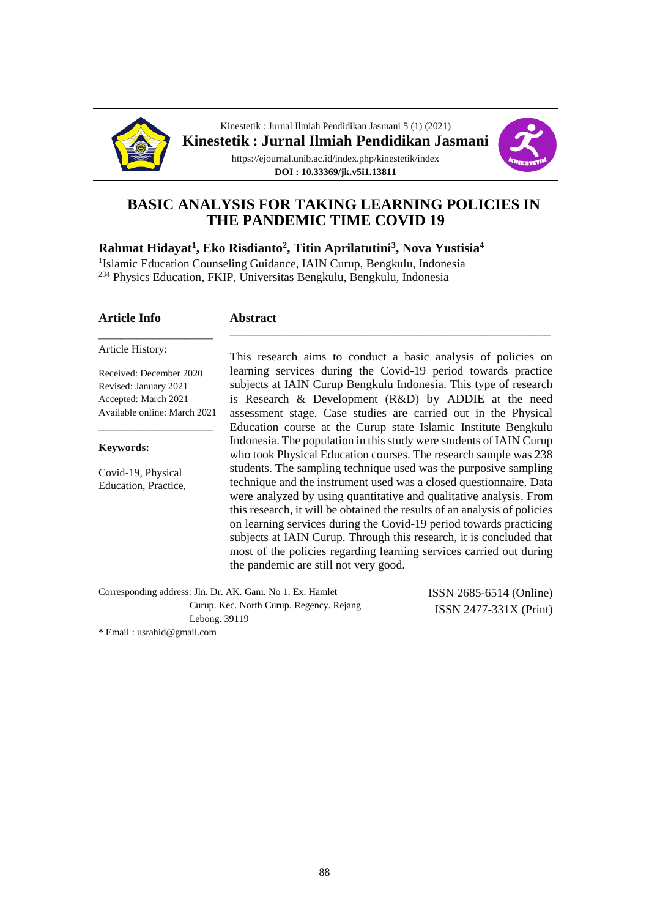Kinestetik : Jurnal Ilmiah Pendidikan Jasmani 5 (1) (2021)

**Kinestetik : Jurnal Ilmiah Pendidikan Jasmani**

https://ejournal.unib.ac.id/index.php/kinestetik/index

**DOI : 10.33369/jk.v5i1.13811**

# BASIC ANALYSIS FOR TAKING LEARNING POLICIES IN THE PANDEMIC TIME COVID 19

**Rahmat Hidayat[1], Eko Risdianto[2], Titin Aprilatutini[3], Nova Yustisia[4]**

[1]Islamic Education Counseling Guidance, IAIN Curup, Bengkulu, Indonesia
[234] Physics Education, FKIP, Universitas Bengkulu, Bengkulu, Indonesia

**Article Info**

Article History:

Received: December 2020
Revised: January 2021
Accepted: March 2021
Available online: March 2021

**Keywords:**

Covid-19, Physical Education, Practice,

**Abstract**

This research aims to conduct a basic analysis of policies on learning services during the Covid-19 period towards practice subjects at IAIN Curup Bengkulu Indonesia. This type of research is Research & Development (R&D) by ADDIE at the need assessment stage. Case studies are carried out in the Physical Education course at the Curup state Islamic Institute Bengkulu Indonesia. The population in this study were students of IAIN Curup who took Physical Education courses. The research sample was 238 students. The sampling technique used was the purposive sampling technique and the instrument used was a closed questionnaire. Data were analyzed by using quantitative and qualitative analysis. From this research, it will be obtained the results of an analysis of policies on learning services during the Covid-19 period towards practicing subjects at IAIN Curup. Through this research, it is concluded that most of the policies regarding learning services carried out during the pandemic are still not very good.

Corresponding address: Jln. Dr. AK. Gani. No 1. Ex. Hamlet Curup. Kec. North Curup. Regency. Rejang Lebong. 39119

\* Email : usrahid@gmail.com

ISSN 2685-6514 (Online)
ISSN 2477-331X (Print)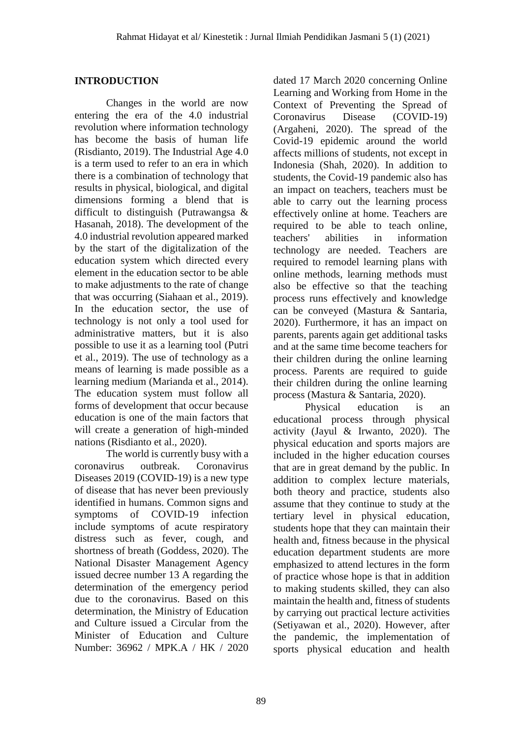## INTRODUCTION

Changes in the world are now entering the era of the 4.0 industrial revolution where information technology has become the basis of human life (Risdianto, 2019). The Industrial Age 4.0 is a term used to refer to an era in which there is a combination of technology that results in physical, biological, and digital dimensions forming a blend that is difficult to distinguish (Putrawangsa & Hasanah, 2018). The development of the 4.0 industrial revolution appeared marked by the start of the digitalization of the education system which directed every element in the education sector to be able to make adjustments to the rate of change that was occurring (Siahaan et al., 2019). In the education sector, the use of technology is not only a tool used for administrative matters, but it is also possible to use it as a learning tool (Putri et al., 2019). The use of technology as a means of learning is made possible as a learning medium (Marianda et al., 2014). The education system must follow all forms of development that occur because education is one of the main factors that will create a generation of high-minded nations (Risdianto et al., 2020).

The world is currently busy with a coronavirus outbreak. Coronavirus Diseases 2019 (COVID-19) is a new type of disease that has never been previously identified in humans. Common signs and symptoms of COVID-19 infection include symptoms of acute respiratory distress such as fever, cough, and shortness of breath (Goddess, 2020). The National Disaster Management Agency issued decree number 13 A regarding the determination of the emergency period due to the coronavirus. Based on this determination, the Ministry of Education and Culture issued a Circular from the Minister of Education and Culture Number: 36962 / MPK.A / HK / 2020 dated 17 March 2020 concerning Online Learning and Working from Home in the Context of Preventing the Spread of Coronavirus Disease (COVID-19) (Argaheni, 2020). The spread of the Covid-19 epidemic around the world affects millions of students, not except in Indonesia (Shah, 2020). In addition to students, the Covid-19 pandemic also has an impact on teachers, teachers must be able to carry out the learning process effectively online at home. Teachers are required to be able to teach online, teachers' abilities in information technology are needed. Teachers are required to remodel learning plans with online methods, learning methods must also be effective so that the teaching process runs effectively and knowledge can be conveyed (Mastura & Santaria, 2020). Furthermore, it has an impact on parents, parents again get additional tasks and at the same time become teachers for their children during the online learning process. Parents are required to guide their children during the online learning process (Mastura & Santaria, 2020).

Physical education is an educational process through physical activity (Jayul & Irwanto, 2020). The physical education and sports majors are included in the higher education courses that are in great demand by the public. In addition to complex lecture materials, both theory and practice, students also assume that they continue to study at the tertiary level in physical education, students hope that they can maintain their health and, fitness because in the physical education department students are more emphasized to attend lectures in the form of practice whose hope is that in addition to making students skilled, they can also maintain the health and, fitness of students by carrying out practical lecture activities (Setiyawan et al., 2020). However, after the pandemic, the implementation of sports physical education and health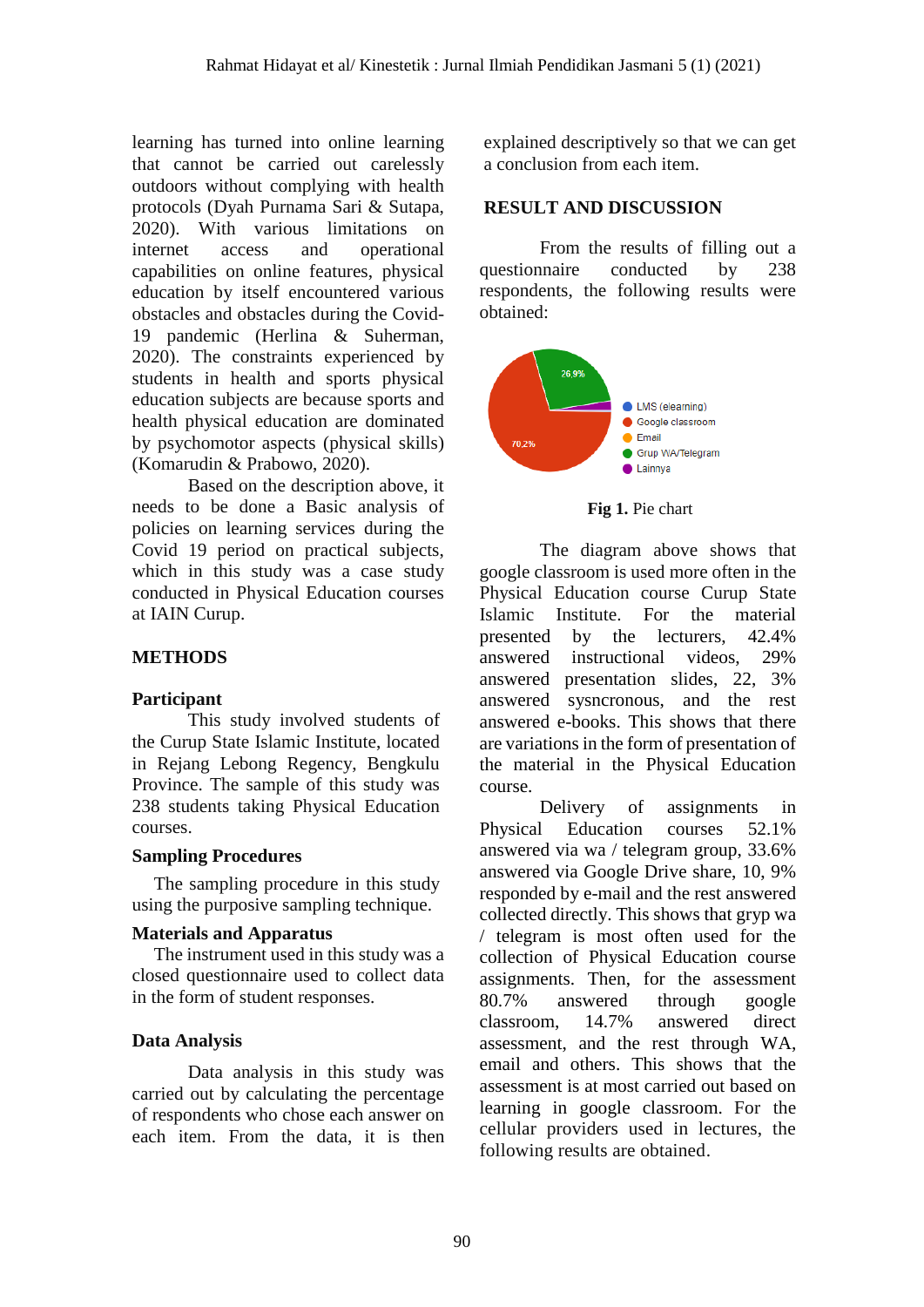learning has turned into online learning that cannot be carried out carelessly outdoors without complying with health protocols (Dyah Purnama Sari & Sutapa, 2020). With various limitations on internet access and operational capabilities on online features, physical education by itself encountered various obstacles and obstacles during the Covid-19 pandemic (Herlina & Suherman, 2020). The constraints experienced by students in health and sports physical education subjects are because sports and health physical education are dominated by psychomotor aspects (physical skills) (Komarudin & Prabowo, 2020).

Based on the description above, it needs to be done a Basic analysis of policies on learning services during the Covid 19 period on practical subjects, which in this study was a case study conducted in Physical Education courses at IAIN Curup.

## METHODS

### Participant

This study involved students of the Curup State Islamic Institute, located in Rejang Lebong Regency, Bengkulu Province. The sample of this study was 238 students taking Physical Education courses.

### Sampling Procedures

The sampling procedure in this study using the purposive sampling technique.

### Materials and Apparatus

The instrument used in this study was a closed questionnaire used to collect data in the form of student responses.

### Data Analysis

Data analysis in this study was carried out by calculating the percentage of respondents who chose each answer on each item. From the data, it is then explained descriptively so that we can get a conclusion from each item.

## RESULT AND DISCUSSION

From the results of filling out a questionnaire conducted by 238 respondents, the following results were obtained:

**Fig 1.** Pie chart

The diagram above shows that google classroom is used more often in the Physical Education course Curup State Islamic Institute. For the material presented by the lecturers, 42.4% answered instructional videos, 29% answered presentation slides, 22, 3% answered sysncronous, and the rest answered e-books. This shows that there are variations in the form of presentation of the material in the Physical Education course.

Delivery of assignments in Physical Education courses 52.1% answered via wa / telegram group, 33.6% answered via Google Drive share, 10, 9% responded by e-mail and the rest answered collected directly. This shows that gryp wa / telegram is most often used for the collection of Physical Education course assignments. Then, for the assessment 80.7% answered through google classroom, 14.7% answered direct assessment, and the rest through WA, email and others. This shows that the assessment is at most carried out based on learning in google classroom. For the cellular providers used in lectures, the following results are obtained.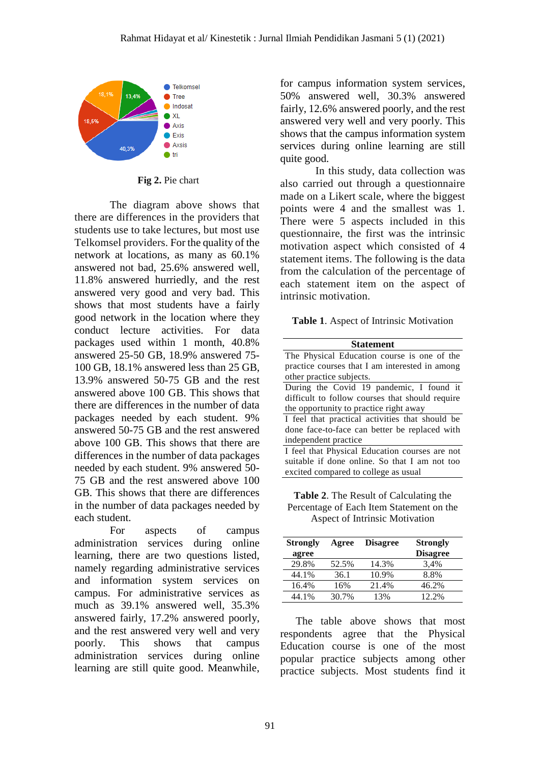Fig 2. Pie chart

The diagram above shows that there are differences in the providers that students use to take lectures, but most use Telkomsel providers. For the quality of the network at locations, as many as 60.1% answered not bad, 25.6% answered well, 11.8% answered hurriedly, and the rest answered very good and very bad. This shows that most students have a fairly good network in the location where they conduct lecture activities. For data packages used within 1 month, 40.8% answered 25-50 GB, 18.9% answered 75-100 GB, 18.1% answered less than 25 GB, 13.9% answered 50-75 GB and the rest answered above 100 GB. This shows that there are differences in the number of data packages needed by each student. 9% answered 50-75 GB and the rest answered above 100 GB. This shows that there are differences in the number of data packages needed by each student. 9% answered 50-75 GB and the rest answered above 100 GB. This shows that there are differences in the number of data packages needed by each student.

For aspects of campus administration services during online learning, there are two questions listed, namely regarding administrative services and information system services on campus. For administrative services as much as 39.1% answered well, 35.3% answered fairly, 17.2% answered poorly, and the rest answered very well and very poorly. This shows that campus administration services during online learning are still quite good. Meanwhile, for campus information system services, 50% answered well, 30.3% answered fairly, 12.6% answered poorly, and the rest answered very well and very poorly. This shows that the campus information system services during online learning are still quite good.

In this study, data collection was also carried out through a questionnaire made on a Likert scale, where the biggest points were 4 and the smallest was 1. There were 5 aspects included in this questionnaire, the first was the intrinsic motivation aspect which consisted of 4 statement items. The following is the data from the calculation of the percentage of each statement item on the aspect of intrinsic motivation.

**Table 1**. Aspect of Intrinsic Motivation

| Statement |
|---|
| The Physical Education course is one of the practice courses that I am interested in among other practice subjects. |
| During the Covid 19 pandemic, I found it difficult to follow courses that should require the opportunity to practice right away |
| I feel that practical activities that should be done face-to-face can better be replaced with independent practice |
| I feel that Physical Education courses are not suitable if done online. So that I am not too excited compared to college as usual |

**Table 2**. The Result of Calculating the Percentage of Each Item Statement on the Aspect of Intrinsic Motivation

| Strongly agree | Agree | Disagree | Strongly Disagree |
|---|---|---|---|
| 29.8% | 52.5% | 14.3% | 3,4% |
| 44.1% | 36.1 | 10.9% | 8.8% |
| 16.4% | 16% | 21.4% | 46.2% |
| 44.1% | 30.7% | 13% | 12.2% |

The table above shows that most respondents agree that the Physical Education course is one of the most popular practice subjects among other practice subjects. Most students find it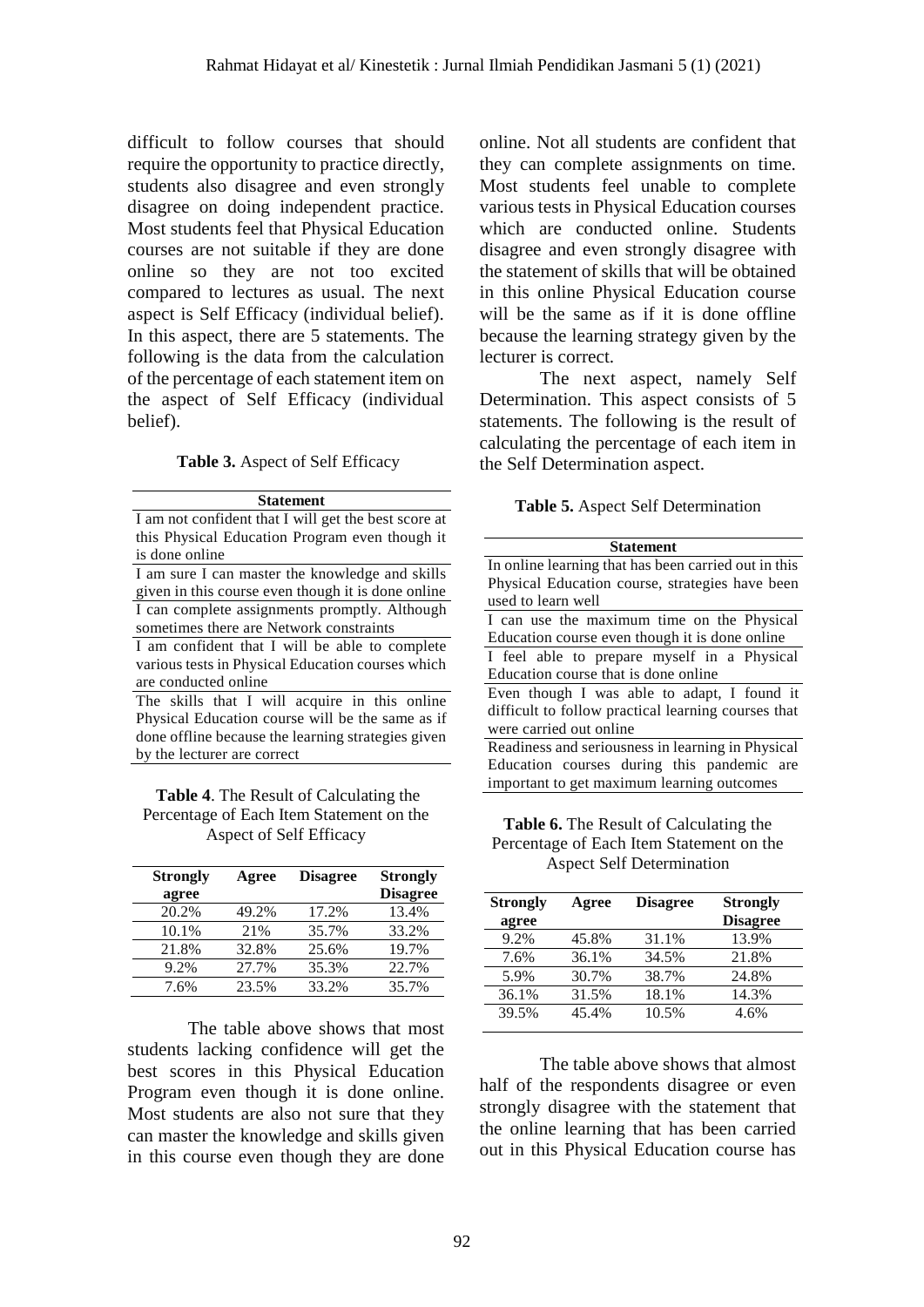difficult to follow courses that should require the opportunity to practice directly, students also disagree and even strongly disagree on doing independent practice. Most students feel that Physical Education courses are not suitable if they are done online so they are not too excited compared to lectures as usual. The next aspect is Self Efficacy (individual belief). In this aspect, there are 5 statements. The following is the data from the calculation of the percentage of each statement item on the aspect of Self Efficacy (individual belief).

**Table 3.** Aspect of Self Efficacy

| Statement |
|---|
| I am not confident that I will get the best score at this Physical Education Program even though it is done online |
| I am sure I can master the knowledge and skills given in this course even though it is done online |
| I can complete assignments promptly. Although sometimes there are Network constraints |
| I am confident that I will be able to complete various tests in Physical Education courses which are conducted online |
| The skills that I will acquire in this online Physical Education course will be the same as if done offline because the learning strategies given by the lecturer are correct |

**Table 4**. The Result of Calculating the Percentage of Each Item Statement on the Aspect of Self Efficacy

| Strongly agree | Agree | Disagree | Strongly Disagree |
|---|---|---|---|
| 20.2% | 49.2% | 17.2% | 13.4% |
| 10.1% | 21% | 35.7% | 33.2% |
| 21.8% | 32.8% | 25.6% | 19.7% |
| 9.2% | 27.7% | 35.3% | 22.7% |
| 7.6% | 23.5% | 33.2% | 35.7% |

The table above shows that most students lacking confidence will get the best scores in this Physical Education Program even though it is done online. Most students are also not sure that they can master the knowledge and skills given in this course even though they are done online. Not all students are confident that they can complete assignments on time. Most students feel unable to complete various tests in Physical Education courses which are conducted online. Students disagree and even strongly disagree with the statement of skills that will be obtained in this online Physical Education course will be the same as if it is done offline because the learning strategy given by the lecturer is correct.

The next aspect, namely Self Determination. This aspect consists of 5 statements. The following is the result of calculating the percentage of each item in the Self Determination aspect.

**Table 5.** Aspect Self Determination

| Statement |
|---|
| In online learning that has been carried out in this Physical Education course, strategies have been used to learn well |
| I can use the maximum time on the Physical Education course even though it is done online |
| I feel able to prepare myself in a Physical Education course that is done online |
| Even though I was able to adapt, I found it difficult to follow practical learning courses that were carried out online |
| Readiness and seriousness in learning in Physical Education courses during this pandemic are important to get maximum learning outcomes |

**Table 6.** The Result of Calculating the Percentage of Each Item Statement on the Aspect Self Determination

| Strongly agree | Agree | Disagree | Strongly Disagree |
|---|---|---|---|
| 9.2% | 45.8% | 31.1% | 13.9% |
| 7.6% | 36.1% | 34.5% | 21.8% |
| 5.9% | 30.7% | 38.7% | 24.8% |
| 36.1% | 31.5% | 18.1% | 14.3% |
| 39.5% | 45.4% | 10.5% | 4.6% |

The table above shows that almost half of the respondents disagree or even strongly disagree with the statement that the online learning that has been carried out in this Physical Education course has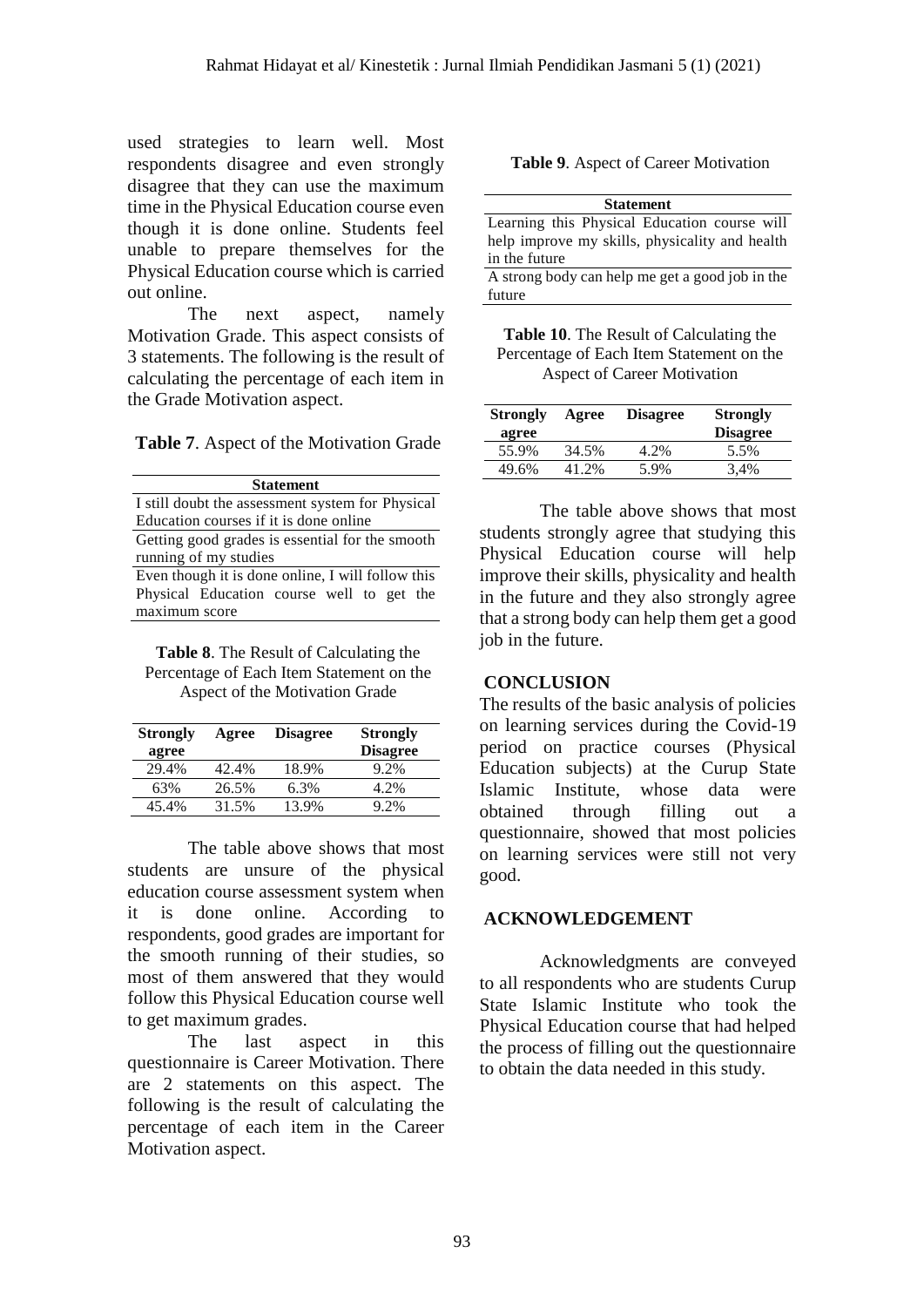used strategies to learn well. Most respondents disagree and even strongly disagree that they can use the maximum time in the Physical Education course even though it is done online. Students feel unable to prepare themselves for the Physical Education course which is carried out online.

The next aspect, namely Motivation Grade. This aspect consists of 3 statements. The following is the result of calculating the percentage of each item in the Grade Motivation aspect.

**Table 7**. Aspect of the Motivation Grade

| Statement |
|---|
| I still doubt the assessment system for Physical Education courses if it is done online |
| Getting good grades is essential for the smooth running of my studies |
| Even though it is done online, I will follow this Physical Education course well to get the maximum score |

**Table 8**. The Result of Calculating the Percentage of Each Item Statement on the Aspect of the Motivation Grade

| Strongly agree | Agree | Disagree | Strongly Disagree |
|---|---|---|---|
| 29.4% | 42.4% | 18.9% | 9.2% |
| 63% | 26.5% | 6.3% | 4.2% |
| 45.4% | 31.5% | 13.9% | 9.2% |

The table above shows that most students are unsure of the physical education course assessment system when it is done online. According to respondents, good grades are important for the smooth running of their studies, so most of them answered that they would follow this Physical Education course well to get maximum grades.

The last aspect in this questionnaire is Career Motivation. There are 2 statements on this aspect. The following is the result of calculating the percentage of each item in the Career Motivation aspect.

**Table 9**. Aspect of Career Motivation

| Statement |
|---|
| Learning this Physical Education course will help improve my skills, physicality and health in the future |
| A strong body can help me get a good job in the future |

**Table 10**. The Result of Calculating the Percentage of Each Item Statement on the Aspect of Career Motivation

| Strongly agree | Agree | Disagree | Strongly Disagree |
|---|---|---|---|
| 55.9% | 34.5% | 4.2% | 5.5% |
| 49.6% | 41.2% | 5.9% | 3,4% |

The table above shows that most students strongly agree that studying this Physical Education course will help improve their skills, physicality and health in the future and they also strongly agree that a strong body can help them get a good job in the future.

## CONCLUSION

The results of the basic analysis of policies on learning services during the Covid-19 period on practice courses (Physical Education subjects) at the Curup State Islamic Institute, whose data were obtained through filling out a questionnaire, showed that most policies on learning services were still not very good.

## ACKNOWLEDGEMENT

Acknowledgments are conveyed to all respondents who are students Curup State Islamic Institute who took the Physical Education course that had helped the process of filling out the questionnaire to obtain the data needed in this study.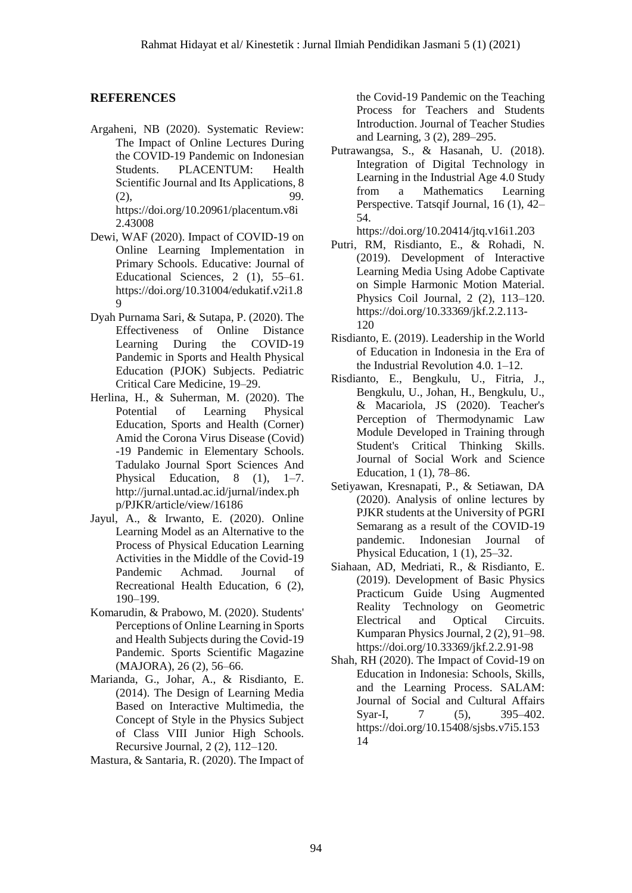## REFERENCES

Argaheni, NB (2020). Systematic Review: The Impact of Online Lectures During the COVID-19 Pandemic on Indonesian Students. PLACENTUM: Health Scientific Journal and Its Applications, 8 (2), 99. https://doi.org/10.20961/placentum.v8i2.43008

Dewi, WAF (2020). Impact of COVID-19 on Online Learning Implementation in Primary Schools. Educative: Journal of Educational Sciences, 2 (1), 55–61. https://doi.org/10.31004/edukatif.v2i1.89

Dyah Purnama Sari, & Sutapa, P. (2020). The Effectiveness of Online Distance Learning During the COVID-19 Pandemic in Sports and Health Physical Education (PJOK) Subjects. Pediatric Critical Care Medicine, 19–29.

Herlina, H., & Suherman, M. (2020). The Potential of Learning Physical Education, Sports and Health (Corner) Amid the Corona Virus Disease (Covid) -19 Pandemic in Elementary Schools. Tadulako Journal Sport Sciences And Physical Education, 8 (1), 1–7. http://jurnal.untad.ac.id/jurnal/index.php/PJKR/article/view/16186

Jayul, A., & Irwanto, E. (2020). Online Learning Model as an Alternative to the Process of Physical Education Learning Activities in the Middle of the Covid-19 Pandemic Achmad. Journal of Recreational Health Education, 6 (2), 190–199.

Komarudin, & Prabowo, M. (2020). Students' Perceptions of Online Learning in Sports and Health Subjects during the Covid-19 Pandemic. Sports Scientific Magazine (MAJORA), 26 (2), 56–66.

Marianda, G., Johar, A., & Risdianto, E. (2014). The Design of Learning Media Based on Interactive Multimedia, the Concept of Style in the Physics Subject of Class VIII Junior High Schools. Recursive Journal, 2 (2), 112–120.

Mastura, & Santaria, R. (2020). The Impact of the Covid-19 Pandemic on the Teaching Process for Teachers and Students Introduction. Journal of Teacher Studies and Learning, 3 (2), 289–295.

Putrawangsa, S., & Hasanah, U. (2018). Integration of Digital Technology in Learning in the Industrial Age 4.0 Study from a Mathematics Learning Perspective. Tatsqif Journal, 16 (1), 42–54. https://doi.org/10.20414/jtq.v16i1.203

Putri, RM, Risdianto, E., & Rohadi, N. (2019). Development of Interactive Learning Media Using Adobe Captivate on Simple Harmonic Motion Material. Physics Coil Journal, 2 (2), 113–120. https://doi.org/10.33369/jkf.2.2.113-120

Risdianto, E. (2019). Leadership in the World of Education in Indonesia in the Era of the Industrial Revolution 4.0. 1–12.

Risdianto, E., Bengkulu, U., Fitria, J., Bengkulu, U., Johan, H., Bengkulu, U., & Macariola, JS (2020). Teacher's Perception of Thermodynamic Law Module Developed in Training through Student's Critical Thinking Skills. Journal of Social Work and Science Education, 1 (1), 78–86.

Setiyawan, Kresnapati, P., & Setiawan, DA (2020). Analysis of online lectures by PJKR students at the University of PGRI Semarang as a result of the COVID-19 pandemic. Indonesian Journal of Physical Education, 1 (1), 25–32.

Siahaan, AD, Medriati, R., & Risdianto, E. (2019). Development of Basic Physics Practicum Guide Using Augmented Reality Technology on Geometric Electrical and Optical Circuits. Kumparan Physics Journal, 2 (2), 91–98. https://doi.org/10.33369/jkf.2.2.91-98

Shah, RH (2020). The Impact of Covid-19 on Education in Indonesia: Schools, Skills, and the Learning Process. SALAM: Journal of Social and Cultural Affairs Syar-I, 7 (5), 395–402. https://doi.org/10.15408/sjsbs.v7i5.15314